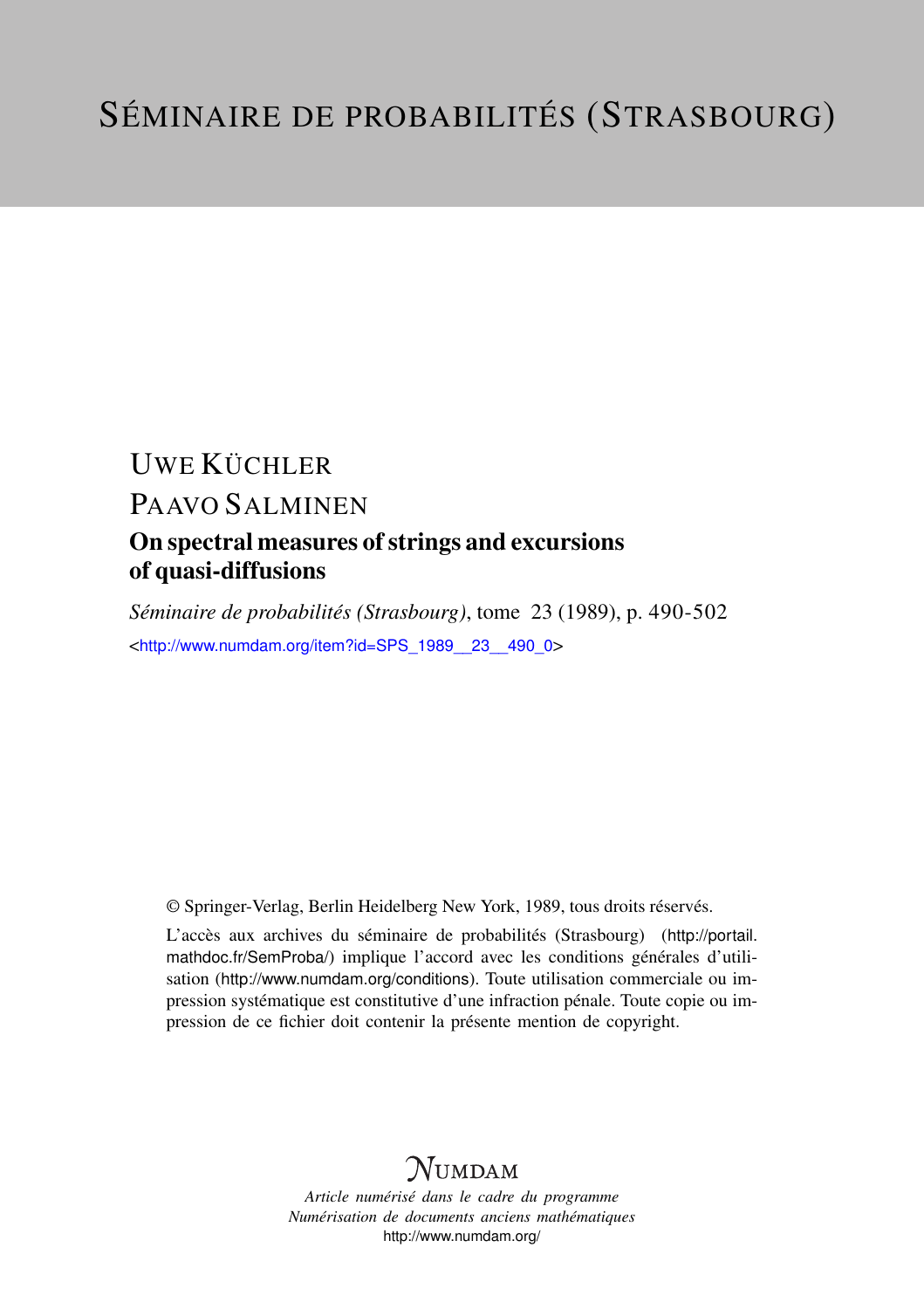# SÉMINAIRE DE PROBABILITÉS (STRASBOURG)

UWE KÜCHLER

PAAVO SALMINEN

## On spectral measures of strings and excursions of quasi-diffusions

*Séminaire de probabilités (Strasbourg)*, tome 23 (1989), p. 490-502

<http://www.numdam.org/item?id=SPS_1989__23__490_0>

© Springer-Verlag, Berlin Heidelberg New York, 1989, tous droits réservés.

L'accès aux archives du séminaire de probabilités (Strasbourg) (http://portail.mathdoc.fr/SemProba/) implique l'accord avec les conditions générales d'utilisation (http://www.numdam.org/conditions). Toute utilisation commerciale ou impression systématique est constitutive d'une infraction pénale. Toute copie ou impression de ce fichier doit contenir la présente mention de copyright.

NUMDAM

*Article numérisé dans le cadre du programme Numérisation de documents anciens mathématiques*
http://www.numdam.org/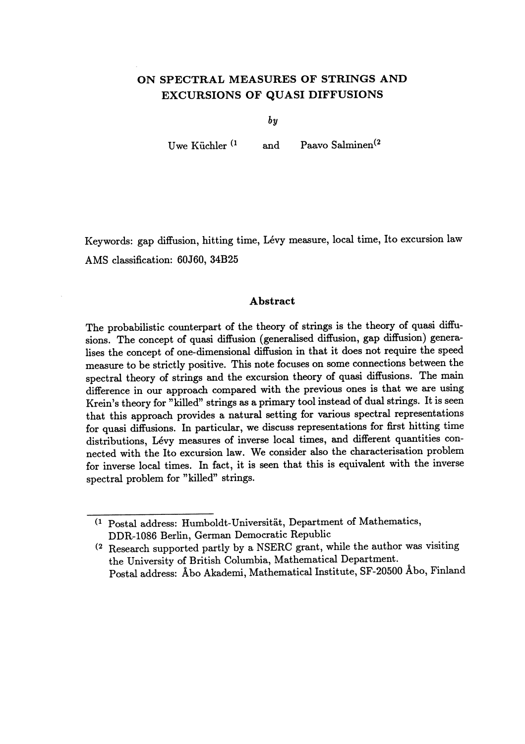# ON SPECTRAL MEASURES OF STRINGS AND EXCURSIONS OF QUASI DIFFUSIONS

*by*

Uwe Küchler [1] and Paavo Salminen[2]

Keywords: gap diffusion, hitting time, Lévy measure, local time, Ito excursion law

AMS classification: 60J60, 34B25

## Abstract

The probabilistic counterpart of the theory of strings is the theory of quasi diffusions. The concept of quasi diffusion (generalised diffusion, gap diffusion) generalises the concept of one-dimensional diffusion in that it does not require the speed measure to be strictly positive. This note focuses on some connections between the spectral theory of strings and the excursion theory of quasi diffusions. The main difference in our approach compared with the previous ones is that we are using Krein's theory for "killed" strings as a primary tool instead of dual strings. It is seen that this approach provides a natural setting for various spectral representations for quasi diffusions. In particular, we discuss representations for first hitting time distributions, Lévy measures of inverse local times, and different quantities connected with the Ito excursion law. We consider also the characterisation problem for inverse local times. In fact, it is seen that this is equivalent with the inverse spectral problem for "killed" strings.

---

[1] Postal address: Humboldt-Universität, Department of Mathematics, DDR-1086 Berlin, German Democratic Republic

[2] Research supported partly by a NSERC grant, while the author was visiting the University of British Columbia, Mathematical Department. Postal address: Åbo Akademi, Mathematical Institute, SF-20500 Åbo, Finland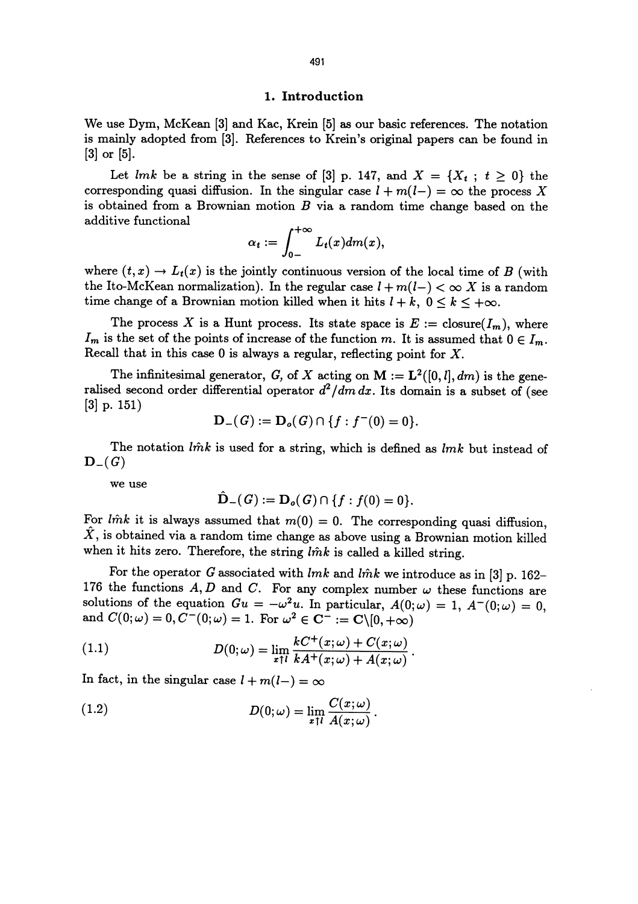## 1. Introduction

We use Dym, McKean [3] and Kac, Krein [5] as our basic references. The notation is mainly adopted from [3]. References to Krein's original papers can be found in [3] or [5].

Let $lmk$ be a string in the sense of [3] p. 147, and $X = \{X_t \ ; \ t \geq 0\}$ the corresponding quasi diffusion. In the singular case $l + m(l-) = \infty$ the process $X$ is obtained from a Brownian motion $B$ via a random time change based on the additive functional

$$\alpha_t := \int_{0-}^{+\infty} L_t(x) dm(x),$$

where $(t, x) \to L_t(x)$ is the jointly continuous version of the local time of $B$ (with the Ito-McKean normalization). In the regular case $l + m(l-) < \infty$ $X$ is a random time change of a Brownian motion killed when it hits $l + k$, $0 \leq k \leq +\infty$.

The process $X$ is a Hunt process. Its state space is $E := \text{closure}(I_m)$, where $I_m$ is the set of the points of increase of the function $m$. It is assumed that $0 \in I_m$. Recall that in this case 0 is always a regular, reflecting point for $X$.

The infinitesimal generator, $G$, of $X$ acting on $\mathbf{M} := \mathbf{L}^2([0, l], dm)$ is the generalised second order differential operator $d^2/dm\, dx$. Its domain is a subset of (see [3] p. 151)

$$\mathbf{D}_-(G) := \mathbf{D}_o(G) \cap \{f : f^-(0) = 0\}.$$

The notation $l\hat{m}k$ is used for a string, which is defined as $lmk$ but instead of $\mathbf{D}_-(G)$

we use

$$\hat{\mathbf{D}}_-(G) := \mathbf{D}_o(G) \cap \{f : f(0) = 0\}.$$

For $l\hat{m}k$ it is always assumed that $m(0) = 0$. The corresponding quasi diffusion, $\hat{X}$, is obtained via a random time change as above using a Brownian motion killed when it hits zero. Therefore, the string $l\hat{m}k$ is called a killed string.

For the operator $G$ associated with $lmk$ and $l\hat{m}k$ we introduce as in [3] p. 162–176 the functions $A, D$ and $C$. For any complex number $\omega$ these functions are solutions of the equation $Gu = -\omega^2 u$. In particular, $A(0;\omega) = 1$, $A^-(0;\omega) = 0$, and $C(0;\omega) = 0, C^-(0;\omega) = 1$. For $\omega^2 \in \mathbf{C}^- := \mathbf{C}\backslash[0, +\infty)$

$$D(0;\omega) = \lim_{x \uparrow l} \frac{kC^+(x;\omega) + C(x;\omega)}{kA^+(x;\omega) + A(x;\omega)}. \tag{1.1}$$

In fact, in the singular case $l + m(l-) = \infty$

$$D(0;\omega) = \lim_{x \uparrow l} \frac{C(x;\omega)}{A(x;\omega)}. \tag{1.2}$$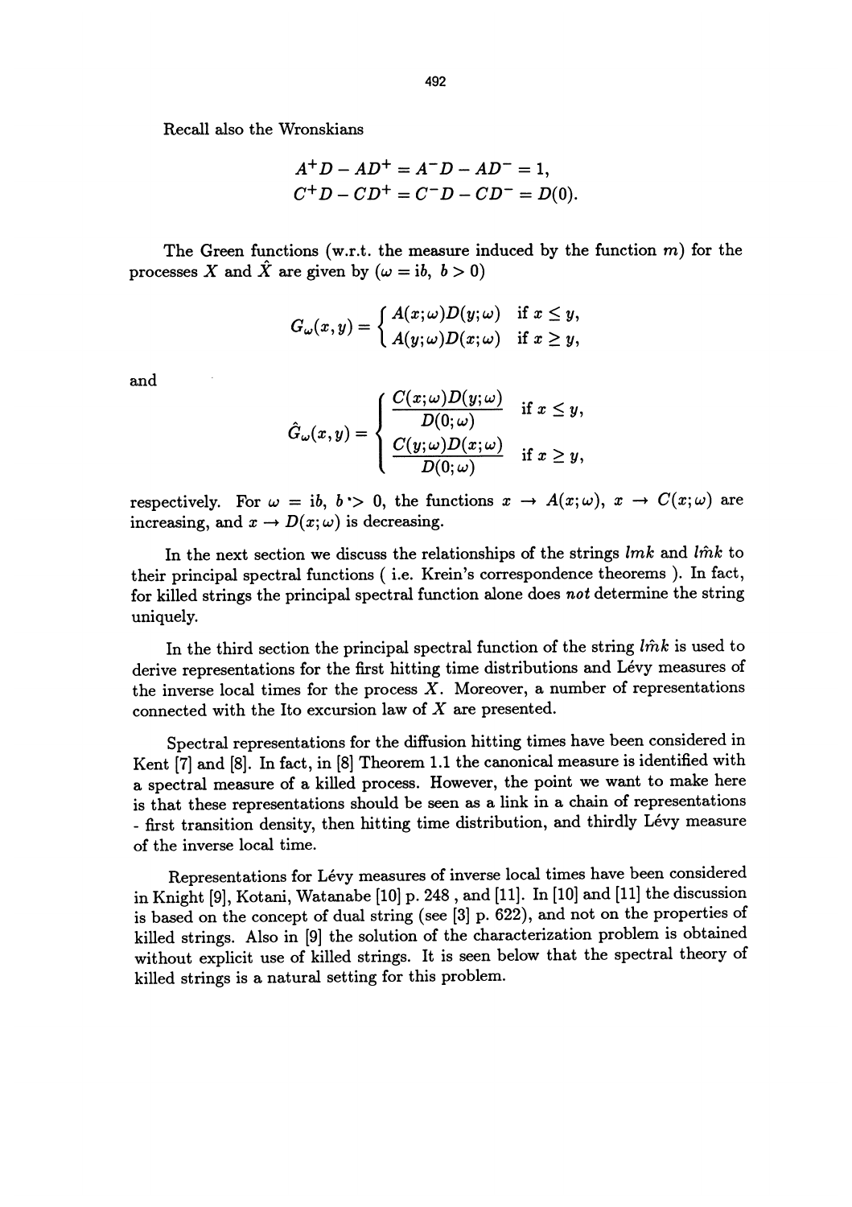Recall also the Wronskians

$$A^+D - AD^+ = A^-D - AD^- = 1,$$
$$C^+D - CD^+ = C^-D - CD^- = D(0).$$

The Green functions (w.r.t. the measure induced by the function $m$) for the processes $X$ and $\hat{X}$ are given by ($\omega = ib,\ b > 0$)

$$G_\omega(x,y) = \begin{cases} A(x;\omega)D(y;\omega) & \text{if } x \leq y, \\ A(y;\omega)D(x;\omega) & \text{if } x \geq y, \end{cases}$$

and

$$\hat{G}_\omega(x,y) = \begin{cases} \dfrac{C(x;\omega)D(y;\omega)}{D(0;\omega)} & \text{if } x \leq y, \\ \dfrac{C(y;\omega)D(x;\omega)}{D(0;\omega)} & \text{if } x \geq y, \end{cases}$$

respectively. For $\omega = ib,\ b > 0$, the functions $x \to A(x;\omega)$, $x \to C(x;\omega)$ are increasing, and $x \to D(x;\omega)$ is decreasing.

In the next section we discuss the relationships of the strings $lmk$ and $l\hat{m}k$ to their principal spectral functions ( i.e. Krein's correspondence theorems ). In fact, for killed strings the principal spectral function alone does *not* determine the string uniquely.

In the third section the principal spectral function of the string $l\hat{m}k$ is used to derive representations for the first hitting time distributions and Lévy measures of the inverse local times for the process $X$. Moreover, a number of representations connected with the Ito excursion law of $X$ are presented.

Spectral representations for the diffusion hitting times have been considered in Kent [7] and [8]. In fact, in [8] Theorem 1.1 the canonical measure is identified with a spectral measure of a killed process. However, the point we want to make here is that these representations should be seen as a link in a chain of representations - first transition density, then hitting time distribution, and thirdly Lévy measure of the inverse local time.

Representations for Lévy measures of inverse local times have been considered in Knight [9], Kotani, Watanabe [10] p. 248 , and [11]. In [10] and [11] the discussion is based on the concept of dual string (see [3] p. 622), and not on the properties of killed strings. Also in [9] the solution of the characterization problem is obtained without explicit use of killed strings. It is seen below that the spectral theory of killed strings is a natural setting for this problem.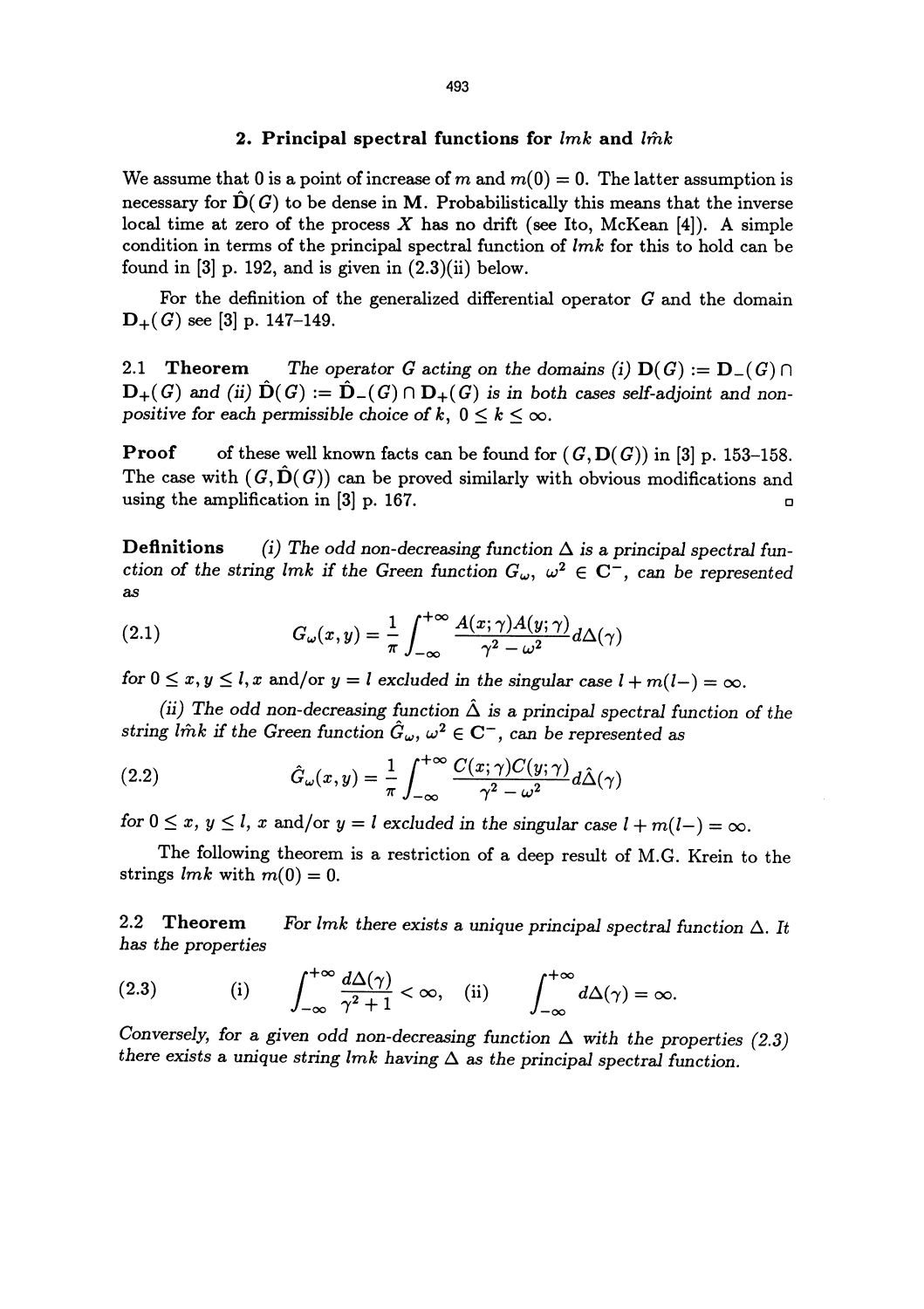## 2. Principal spectral functions for $lmk$ and $l\hat{m}k$

We assume that 0 is a point of increase of $m$ and $m(0) = 0$. The latter assumption is necessary for $\hat{\mathbf{D}}(G)$ to be dense in $\mathbf{M}$. Probabilistically this means that the inverse local time at zero of the process $X$ has no drift (see Ito, McKean [4]). A simple condition in terms of the principal spectral function of $lmk$ for this to hold can be found in [3] p. 192, and is given in (2.3)(ii) below.

For the definition of the generalized differential operator $G$ and the domain $\mathbf{D}_+(G)$ see [3] p. 147–149.

**2.1 Theorem** *The operator $G$ acting on the domains (i) $\mathbf{D}(G) := \mathbf{D}_-(G) \cap \mathbf{D}_+(G)$ and (ii) $\hat{\mathbf{D}}(G) := \hat{\mathbf{D}}_-(G) \cap \mathbf{D}_+(G)$ is in both cases self-adjoint and non-positive for each permissible choice of $k$, $0 \leq k \leq \infty$.*

**Proof** of these well known facts can be found for $(G, \mathbf{D}(G))$ in [3] p. 153–158. The case with $(G, \hat{\mathbf{D}}(G))$ can be proved similarly with obvious modifications and using the amplification in [3] p. 167. □

**Definitions** *(i) The odd non-decreasing function $\Delta$ is a principal spectral function of the string $lmk$ if the Green function $G_\omega$, $\omega^2 \in \mathbf{C}^-$, can be represented as*

$$G_\omega(x, y) = \frac{1}{\pi} \int_{-\infty}^{+\infty} \frac{A(x;\gamma)A(y;\gamma)}{\gamma^2 - \omega^2} d\Delta(\gamma) \tag{2.1}$$

*for $0 \leq x, y \leq l, x$ and/or $y = l$ excluded in the singular case $l + m(l-) = \infty$.*

*(ii) The odd non-decreasing function $\hat{\Delta}$ is a principal spectral function of the string $l\hat{m}k$ if the Green function $\hat{G}_\omega$, $\omega^2 \in \mathbf{C}^-$, can be represented as*

$$\hat{G}_\omega(x, y) = \frac{1}{\pi} \int_{-\infty}^{+\infty} \frac{C(x;\gamma)C(y;\gamma)}{\gamma^2 - \omega^2} d\hat{\Delta}(\gamma) \tag{2.2}$$

*for $0 \leq x$, $y \leq l$, $x$ and/or $y = l$ excluded in the singular case $l + m(l-) = \infty$.*

The following theorem is a restriction of a deep result of M.G. Krein to the strings $lmk$ with $m(0) = 0$.

**2.2 Theorem** *For $lmk$ there exists a unique principal spectral function $\Delta$. It has the properties*

$$\text{(i)} \quad \int_{-\infty}^{+\infty} \frac{d\Delta(\gamma)}{\gamma^2 + 1} < \infty, \quad \text{(ii)} \quad \int_{-\infty}^{+\infty} d\Delta(\gamma) = \infty. \tag{2.3}$$

*Conversely, for a given odd non-decreasing function $\Delta$ with the properties (2.3) there exists a unique string $lmk$ having $\Delta$ as the principal spectral function.*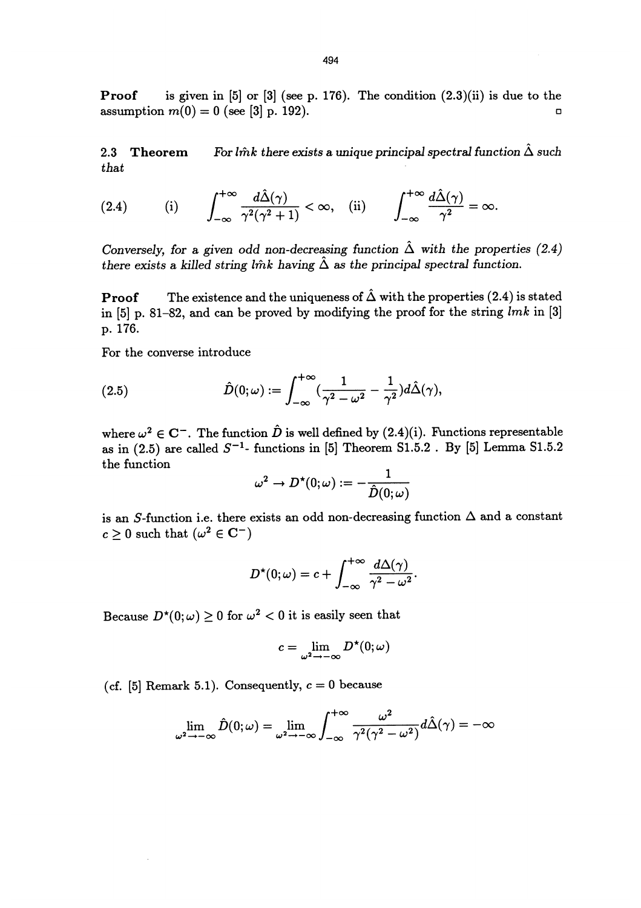**Proof** is given in [5] or [3] (see p. 176). The condition (2.3)(ii) is due to the assumption $m(0) = 0$ (see [3] p. 192). □

**2.3 Theorem** *For $l\hat{m}k$ there exists a unique principal spectral function $\hat{\Delta}$ such that*

$$(2.4) \qquad \text{(i)} \quad \int_{-\infty}^{+\infty} \frac{d\hat{\Delta}(\gamma)}{\gamma^2(\gamma^2+1)} < \infty, \quad \text{(ii)} \quad \int_{-\infty}^{+\infty} \frac{d\hat{\Delta}(\gamma)}{\gamma^2} = \infty.$$

*Conversely, for a given odd non-decreasing function $\hat{\Delta}$ with the properties (2.4) there exists a killed string $l\hat{m}k$ having $\hat{\Delta}$ as the principal spectral function.*

**Proof** The existence and the uniqueness of $\hat{\Delta}$ with the properties (2.4) is stated in [5] p. 81–82, and can be proved by modifying the proof for the string $lmk$ in [3] p. 176.

For the converse introduce

$$(2.5) \qquad \hat{D}(0;\omega) := \int_{-\infty}^{+\infty} \left(\frac{1}{\gamma^2 - \omega^2} - \frac{1}{\gamma^2}\right) d\hat{\Delta}(\gamma),$$

where $\omega^2 \in \mathbf{C}^-$. The function $\hat{D}$ is well defined by (2.4)(i). Functions representable as in (2.5) are called $S^{-1}$- functions in [5] Theorem S1.5.2 . By [5] Lemma S1.5.2 the function

$$\omega^2 \to D^\star(0;\omega) := -\frac{1}{\hat{D}(0;\omega)}$$

is an $S$-function i.e. there exists an odd non-decreasing function $\Delta$ and a constant $c \geq 0$ such that ($\omega^2 \in \mathbf{C}^-$)

$$D^\star(0;\omega) = c + \int_{-\infty}^{+\infty} \frac{d\Delta(\gamma)}{\gamma^2 - \omega^2}.$$

Because $D^\star(0;\omega) \geq 0$ for $\omega^2 < 0$ it is easily seen that

$$c = \lim_{\omega^2 \to -\infty} D^\star(0;\omega)$$

(cf. [5] Remark 5.1). Consequently, $c = 0$ because

$$\lim_{\omega^2 \to -\infty} \hat{D}(0;\omega) = \lim_{\omega^2 \to -\infty} \int_{-\infty}^{+\infty} \frac{\omega^2}{\gamma^2(\gamma^2 - \omega^2)} d\hat{\Delta}(\gamma) = -\infty$$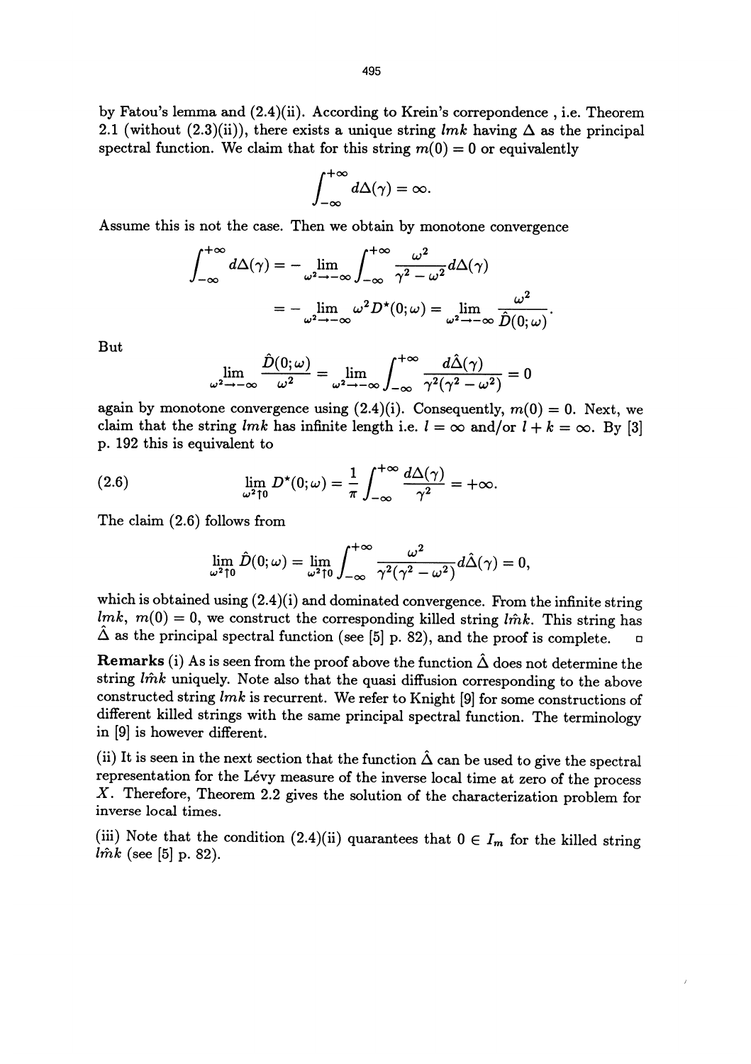by Fatou's lemma and (2.4)(ii). According to Krein's correpondence , i.e. Theorem 2.1 (without (2.3)(ii)), there exists a unique string $lmk$ having $\Delta$ as the principal spectral function. We claim that for this string $m(0) = 0$ or equivalently

$$\int_{-\infty}^{+\infty} d\Delta(\gamma) = \infty.$$

Assume this is not the case. Then we obtain by monotone convergence

$$\begin{aligned}
\int_{-\infty}^{+\infty} d\Delta(\gamma) &= -\lim_{\omega^2 \to -\infty} \int_{-\infty}^{+\infty} \frac{\omega^2}{\gamma^2 - \omega^2} d\Delta(\gamma) \\
&= -\lim_{\omega^2 \to -\infty} \omega^2 D^\star(0;\omega) = \lim_{\omega^2 \to -\infty} \frac{\omega^2}{\hat{D}(0;\omega)}.
\end{aligned}$$

But

$$\lim_{\omega^2 \to -\infty} \frac{\hat{D}(0;\omega)}{\omega^2} = \lim_{\omega^2 \to -\infty} \int_{-\infty}^{+\infty} \frac{d\hat{\Delta}(\gamma)}{\gamma^2(\gamma^2 - \omega^2)} = 0$$

again by monotone convergence using (2.4)(i). Consequently, $m(0) = 0$. Next, we claim that the string $lmk$ has infinite length i.e. $l = \infty$ and/or $l + k = \infty$. By [3] p. 192 this is equivalent to

$$\lim_{\omega^2 \uparrow 0} D^\star(0;\omega) = \frac{1}{\pi} \int_{-\infty}^{+\infty} \frac{d\Delta(\gamma)}{\gamma^2} = +\infty. \tag{2.6}$$

The claim (2.6) follows from

$$\lim_{\omega^2 \uparrow 0} \hat{D}(0;\omega) = \lim_{\omega^2 \uparrow 0} \int_{-\infty}^{+\infty} \frac{\omega^2}{\gamma^2(\gamma^2 - \omega^2)} d\hat{\Delta}(\gamma) = 0,$$

which is obtained using (2.4)(i) and dominated convergence. From the infinite string $lmk$, $m(0) = 0$, we construct the corresponding killed string $l\hat{m}k$. This string has $\hat{\Delta}$ as the principal spectral function (see [5] p. 82), and the proof is complete. □

**Remarks** (i) As is seen from the proof above the function $\hat{\Delta}$ does not determine the string $l\hat{m}k$ uniquely. Note also that the quasi diffusion corresponding to the above constructed string $lmk$ is recurrent. We refer to Knight [9] for some constructions of different killed strings with the same principal spectral function. The terminology in [9] is however different.

(ii) It is seen in the next section that the function $\hat{\Delta}$ can be used to give the spectral representation for the Lévy measure of the inverse local time at zero of the process $X$. Therefore, Theorem 2.2 gives the solution of the characterization problem for inverse local times.

(iii) Note that the condition (2.4)(ii) quarantees that $0 \in I_m$ for the killed string $l\hat{m}k$ (see [5] p. 82).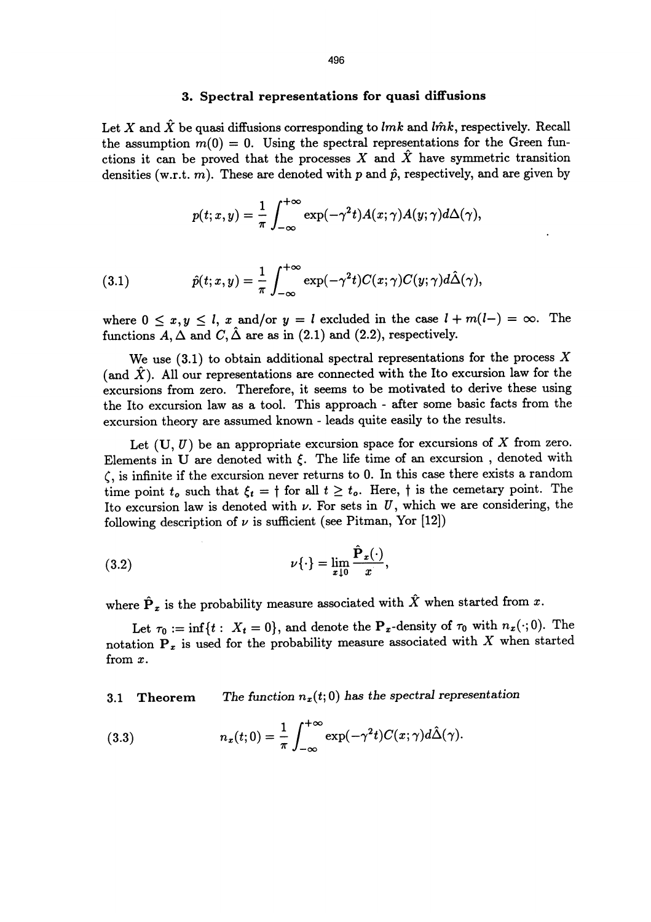## 3. Spectral representations for quasi diffusions

Let $X$ and $\hat{X}$ be quasi diffusions corresponding to $lmk$ and $l\hat{m}k$, respectively. Recall the assumption $m(0) = 0$. Using the spectral representations for the Green functions it can be proved that the processes $X$ and $\hat{X}$ have symmetric transition densities (w.r.t. $m$). These are denoted with $p$ and $\hat{p}$, respectively, and are given by

$$p(t; x, y) = \frac{1}{\pi} \int_{-\infty}^{+\infty} \exp(-\gamma^2 t) A(x; \gamma) A(y; \gamma) d\Delta(\gamma),$$

$$\hat{p}(t; x, y) = \frac{1}{\pi} \int_{-\infty}^{+\infty} \exp(-\gamma^2 t) C(x; \gamma) C(y; \gamma) d\hat{\Delta}(\gamma), \tag{3.1}$$

where $0 \leq x, y \leq l$, $x$ and/or $y = l$ excluded in the case $l + m(l-) = \infty$. The functions $A, \Delta$ and $C, \hat{\Delta}$ are as in (2.1) and (2.2), respectively.

We use (3.1) to obtain additional spectral representations for the process $X$ (and $\hat{X}$). All our representations are connected with the Ito excursion law for the excursions from zero. Therefore, it seems to be motivated to derive these using the Ito excursion law as a tool. This approach - after some basic facts from the excursion theory are assumed known - leads quite easily to the results.

Let $(\mathbf{U}, U)$ be an appropriate excursion space for excursions of $X$ from zero. Elements in $\mathbf{U}$ are denoted with $\xi$. The life time of an excursion , denoted with $\zeta$, is infinite if the excursion never returns to 0. In this case there exists a random time point $t_o$ such that $\xi_t = \dagger$ for all $t \geq t_o$. Here, $\dagger$ is the cemetary point. The Ito excursion law is denoted with $\nu$. For sets in $U$, which we are considering, the following description of $\nu$ is sufficient (see Pitman, Yor [12])

$$\nu\{\cdot\} = \lim_{x \downarrow 0} \frac{\hat{\mathbf{P}}_x(\cdot)}{x}, \tag{3.2}$$

where $\hat{\mathbf{P}}_x$ is the probability measure associated with $\hat{X}$ when started from $x$.

Let $\tau_0 := \inf\{t : X_t = 0\}$, and denote the $\mathbf{P}_x$-density of $\tau_0$ with $n_x(\cdot; 0)$. The notation $\mathbf{P}_x$ is used for the probability measure associated with $X$ when started from $x$.

**3.1 Theorem** *The function $n_x(t; 0)$ has the spectral representation*

$$n_x(t; 0) = \frac{1}{\pi} \int_{-\infty}^{+\infty} \exp(-\gamma^2 t) C(x; \gamma) d\hat{\Delta}(\gamma). \tag{3.3}$$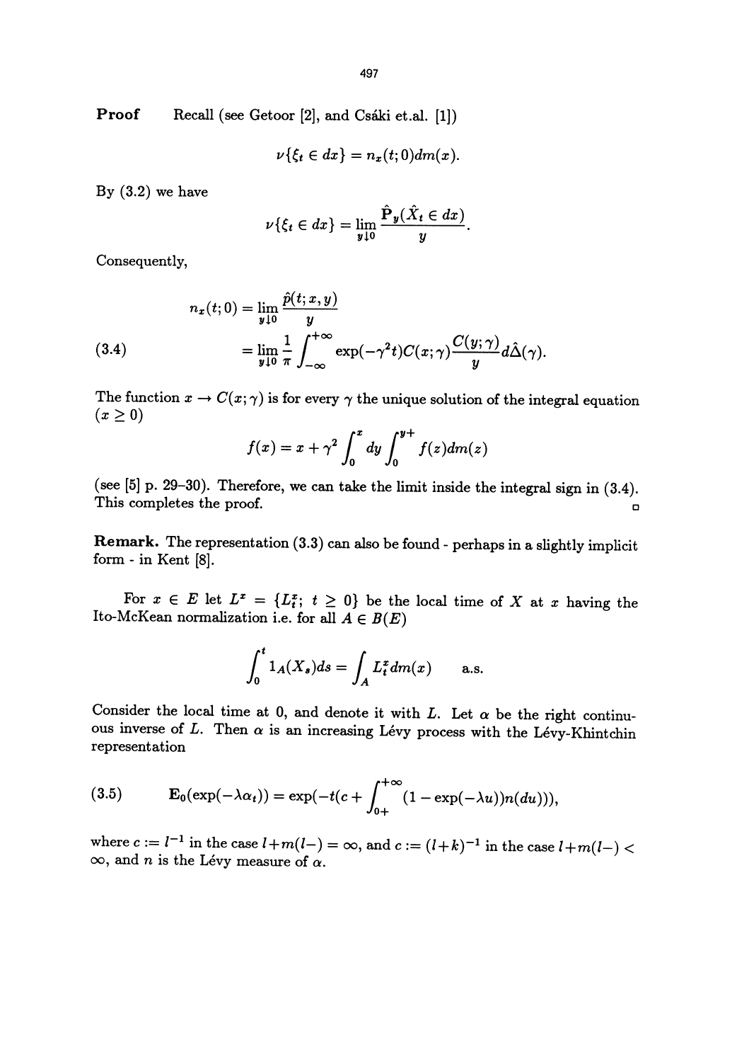**Proof** Recall (see Getoor [2], and Csáki et.al. [1])

$$\nu\{\xi_t \in dx\} = n_x(t;0)dm(x).$$

By (3.2) we have

$$\nu\{\xi_t \in dx\} = \lim_{y \downarrow 0} \frac{\hat{\mathbf{P}}_y(\hat{X}_t \in dx)}{y}.$$

Consequently,

$$\begin{aligned} n_x(t;0) &= \lim_{y\downarrow 0} \frac{\hat{p}(t;x,y)}{y} \\ &= \lim_{y\downarrow 0} \frac{1}{\pi} \int_{-\infty}^{+\infty} \exp(-\gamma^2 t) C(x;\gamma) \frac{C(y;\gamma)}{y} d\hat{\Delta}(\gamma). \end{aligned} \tag{3.4}$$

The function $x \to C(x;\gamma)$ is for every $\gamma$ the unique solution of the integral equation $(x \geq 0)$

$$f(x) = x + \gamma^2 \int_0^x dy \int_0^{y+} f(z) dm(z)$$

(see [5] p. 29–30). Therefore, we can take the limit inside the integral sign in (3.4). This completes the proof. □

**Remark.** The representation (3.3) can also be found - perhaps in a slightly implicit form - in Kent [8].

For $x \in E$ let $L^x = \{L^x_t;\ t \geq 0\}$ be the local time of $X$ at $x$ having the Ito-McKean normalization i.e. for all $A \in B(E)$

$$\int_0^t 1_A(X_s)ds = \int_A L^x_t dm(x) \qquad \text{a.s.}$$

Consider the local time at 0, and denote it with $L$. Let $\alpha$ be the right continuous inverse of $L$. Then $\alpha$ is an increasing Lévy process with the Lévy-Khintchin representation

$$\mathbf{E}_0(\exp(-\lambda\alpha_t)) = \exp(-t(c + \int_{0+}^{+\infty} (1 - \exp(-\lambda u)) n(du))), \tag{3.5}$$

where $c := l^{-1}$ in the case $l + m(l-) = \infty$, and $c := (l+k)^{-1}$ in the case $l + m(l-) < \infty$, and $n$ is the Lévy measure of $\alpha$.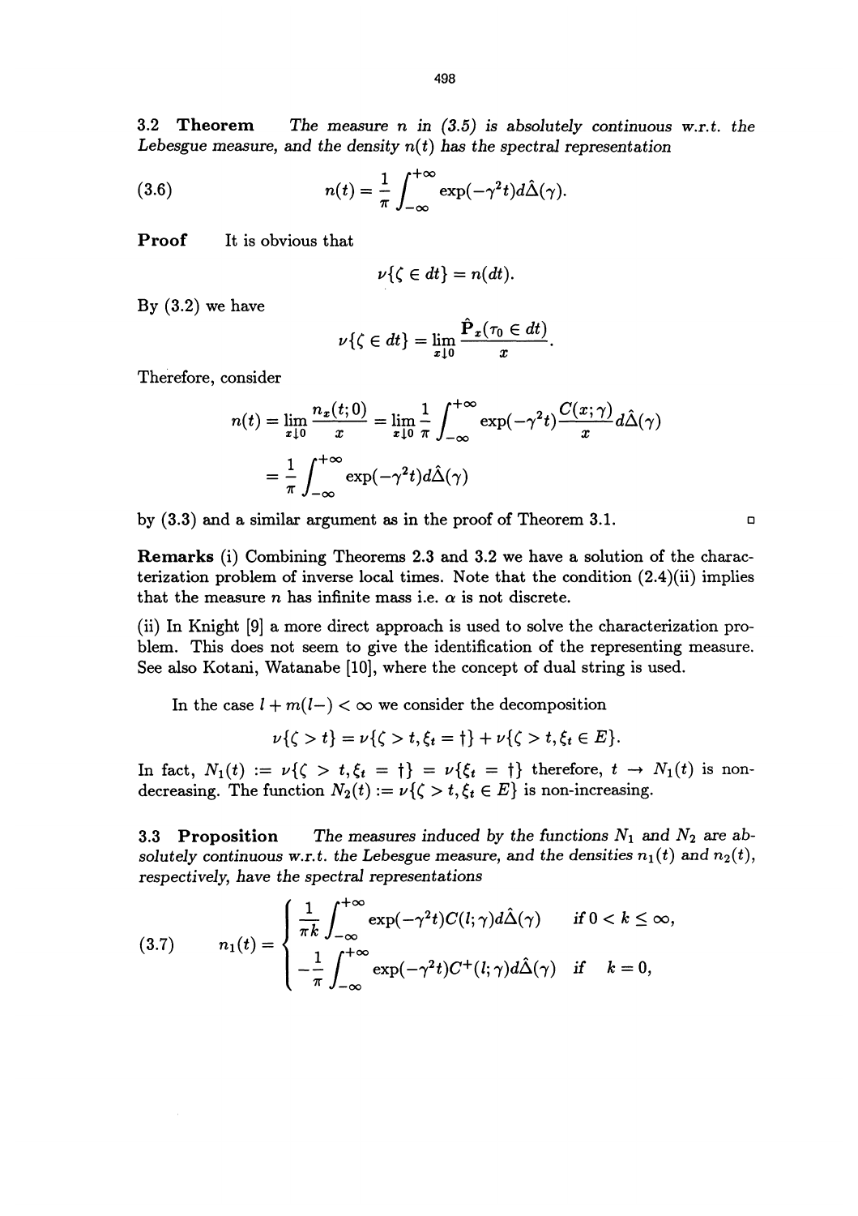**3.2 Theorem** *The measure $n$ in (3.5) is absolutely continuous w.r.t. the Lebesgue measure, and the density $n(t)$ has the spectral representation*

$$n(t) = \frac{1}{\pi}\int_{-\infty}^{+\infty} \exp(-\gamma^2 t) d\hat{\Delta}(\gamma). \tag{3.6}$$

**Proof** It is obvious that

$$\nu\{\zeta \in dt\} = n(dt).$$

By (3.2) we have

$$\nu\{\zeta \in dt\} = \lim_{x \downarrow 0} \frac{\hat{\mathbf{P}}_x(\tau_0 \in dt)}{x}.$$

Therefore, consider

$$\begin{aligned} n(t) &= \lim_{x\downarrow 0} \frac{n_x(t;0)}{x} = \lim_{x\downarrow 0} \frac{1}{\pi}\int_{-\infty}^{+\infty} \exp(-\gamma^2 t)\frac{C(x;\gamma)}{x} d\hat{\Delta}(\gamma) \\ &= \frac{1}{\pi}\int_{-\infty}^{+\infty} \exp(-\gamma^2 t) d\hat{\Delta}(\gamma) \end{aligned}$$

by (3.3) and a similar argument as in the proof of Theorem 3.1. □

**Remarks** (i) Combining Theorems 2.3 and 3.2 we have a solution of the characterization problem of inverse local times. Note that the condition (2.4)(ii) implies that the measure $n$ has infinite mass i.e. $\alpha$ is not discrete.

(ii) In Knight [9] a more direct approach is used to solve the characterization problem. This does not seem to give the identification of the representing measure. See also Kotani, Watanabe [10], where the concept of dual string is used.

In the case $l + m(l-) < \infty$ we consider the decomposition

$$\nu\{\zeta > t\} = \nu\{\zeta > t, \xi_t = \dagger\} + \nu\{\zeta > t, \xi_t \in E\}.$$

In fact, $N_1(t) := \nu\{\zeta > t, \xi_t = \dagger\} = \nu\{\xi_t = \dagger\}$ therefore, $t \to N_1(t)$ is non-decreasing. The function $N_2(t) := \nu\{\zeta > t, \xi_t \in E\}$ is non-increasing.

**3.3 Proposition** *The measures induced by the functions $N_1$ and $N_2$ are absolutely continuous w.r.t. the Lebesgue measure, and the densities $n_1(t)$ and $n_2(t)$, respectively, have the spectral representations*

$$n_1(t) = \begin{cases} \dfrac{1}{\pi k}\displaystyle\int_{-\infty}^{+\infty} \exp(-\gamma^2 t) C(l;\gamma) d\hat{\Delta}(\gamma) & \text{if } 0 < k \le \infty, \\ -\dfrac{1}{\pi}\displaystyle\int_{-\infty}^{+\infty} \exp(-\gamma^2 t) C^+(l;\gamma) d\hat{\Delta}(\gamma) & \text{if } \quad k = 0, \end{cases} \tag{3.7}$$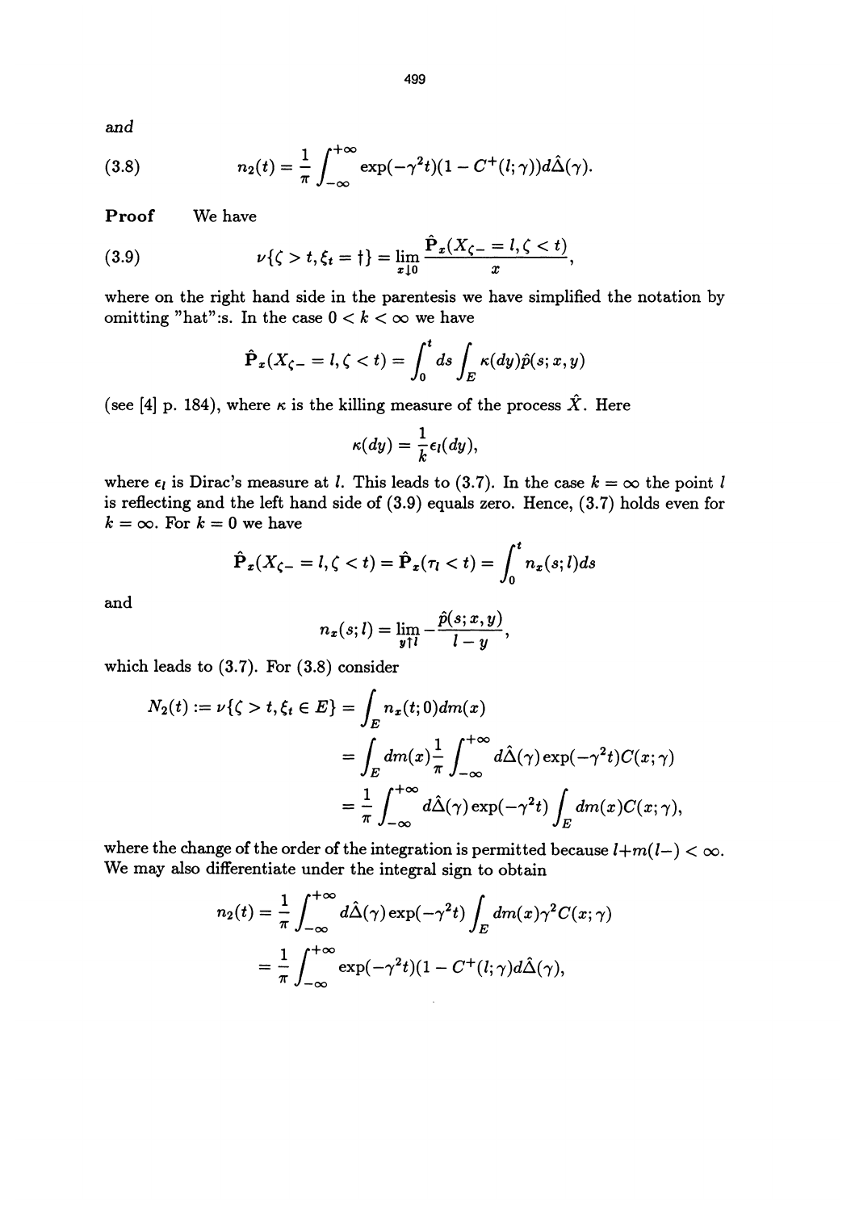and

$$n_2(t) = \frac{1}{\pi} \int_{-\infty}^{+\infty} \exp(-\gamma^2 t)(1 - C^+(l;\gamma)) d\hat{\Delta}(\gamma). \tag{3.8}$$

**Proof** We have

$$\nu\{\zeta > t, \xi_t = \dagger\} = \lim_{x \downarrow 0} \frac{\hat{\mathbf{P}}_x(X_{\zeta-} = l, \zeta < t)}{x}, \tag{3.9}$$

where on the right hand side in the parentesis we have simplified the notation by omitting "hat":s. In the case $0 < k < \infty$ we have

$$\hat{\mathbf{P}}_x(X_{\zeta-} = l, \zeta < t) = \int_0^t ds \int_E \kappa(dy) \hat{p}(s; x, y)$$

(see [4] p. 184), where $\kappa$ is the killing measure of the process $\hat{X}$. Here

$$\kappa(dy) = \frac{1}{k} \epsilon_l(dy),$$

where $\epsilon_l$ is Dirac's measure at $l$. This leads to (3.7). In the case $k = \infty$ the point $l$ is reflecting and the left hand side of (3.9) equals zero. Hence, (3.7) holds even for $k = \infty$. For $k = 0$ we have

$$\hat{\mathbf{P}}_x(X_{\zeta-} = l, \zeta < t) = \hat{\mathbf{P}}_x(\tau_l < t) = \int_0^t n_x(s; l) ds$$

and

$$n_x(s; l) = \lim_{y \uparrow l} -\frac{\hat{p}(s; x, y)}{l - y},$$

which leads to (3.7). For (3.8) consider

$$\begin{aligned}
N_2(t) := \nu\{\zeta > t, \xi_t \in E\} &= \int_E n_x(t; 0) dm(x) \\
&= \int_E dm(x) \frac{1}{\pi} \int_{-\infty}^{+\infty} d\hat{\Delta}(\gamma) \exp(-\gamma^2 t) C(x; \gamma) \\
&= \frac{1}{\pi} \int_{-\infty}^{+\infty} d\hat{\Delta}(\gamma) \exp(-\gamma^2 t) \int_E dm(x) C(x; \gamma),
\end{aligned}$$

where the change of the order of the integration is permitted because $l + m(l-) < \infty$. We may also differentiate under the integral sign to obtain

$$\begin{aligned}
n_2(t) &= \frac{1}{\pi} \int_{-\infty}^{+\infty} d\hat{\Delta}(\gamma) \exp(-\gamma^2 t) \int_E dm(x) \gamma^2 C(x; \gamma) \\
&= \frac{1}{\pi} \int_{-\infty}^{+\infty} \exp(-\gamma^2 t)(1 - C^+(l; \gamma) d\hat{\Delta}(\gamma),
\end{aligned}$$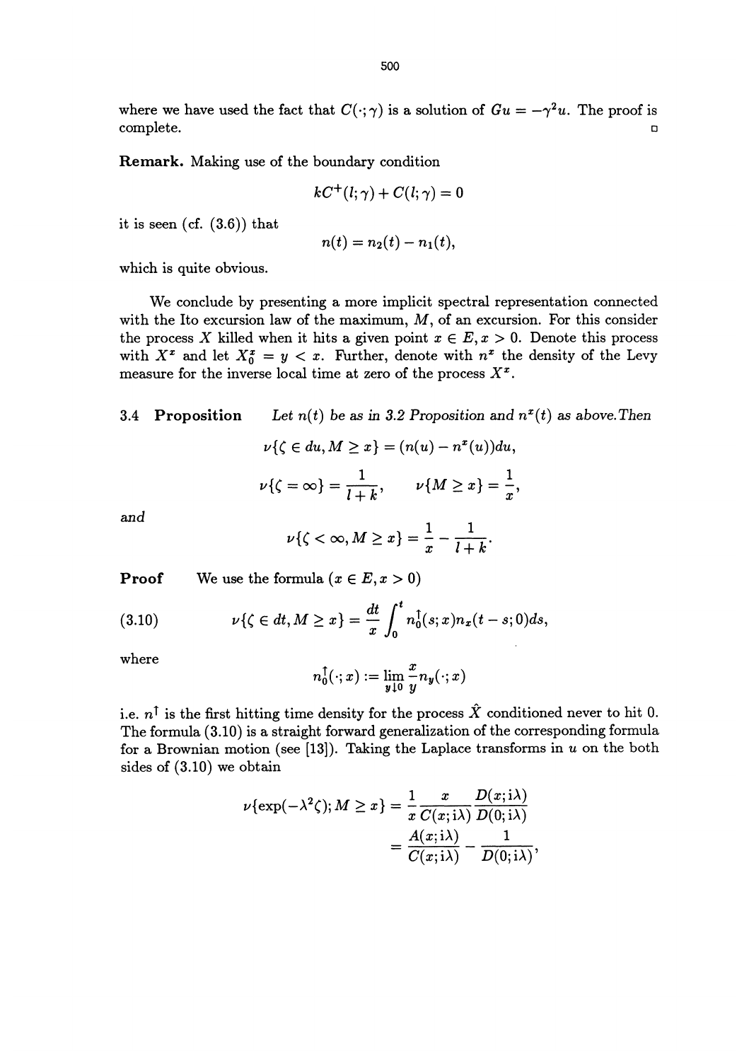where we have used the fact that $C(\cdot;\gamma)$ is a solution of $Gu = -\gamma^2 u$. The proof is complete. □

**Remark.** Making use of the boundary condition

$$kC^+(l;\gamma) + C(l;\gamma) = 0$$

it is seen (cf. (3.6)) that

$$n(t) = n_2(t) - n_1(t),$$

which is quite obvious.

We conclude by presenting a more implicit spectral representation connected with the Ito excursion law of the maximum, $M$, of an excursion. For this consider the process $X$ killed when it hits a given point $x \in E, x > 0$. Denote this process with $X^x$ and let $X_0^x = y < x$. Further, denote with $n^x$ the density of the Levy measure for the inverse local time at zero of the process $X^x$.

**3.4 Proposition** *Let $n(t)$ be as in 3.2 Proposition and $n^x(t)$ as above. Then*

$$\nu\{\zeta \in du, M \geq x\} = (n(u) - n^x(u))du,$$

$$\nu\{\zeta = \infty\} = \frac{1}{l+k}, \qquad \nu\{M \geq x\} = \frac{1}{x},$$

*and*

$$\nu\{\zeta < \infty, M \geq x\} = \frac{1}{x} - \frac{1}{l+k}.$$

**Proof** We use the formula ($x \in E, x > 0$)

$$\nu\{\zeta \in dt, M \geq x\} = \frac{dt}{x}\int_0^t n_0^{\uparrow}(s;x) n_x(t-s;0)ds, \tag{3.10}$$

where

$$n_0^{\uparrow}(\cdot;x) := \lim_{y \downarrow 0} \frac{x}{y} n_y(\cdot;x)$$

i.e. $n^{\uparrow}$ is the first hitting time density for the process $\hat{X}$ conditioned never to hit 0. The formula (3.10) is a straight forward generalization of the corresponding formula for a Brownian motion (see [13]). Taking the Laplace transforms in $u$ on the both sides of (3.10) we obtain

$$\begin{aligned}
\nu\{\exp(-\lambda^2\zeta); M \geq x\} &= \frac{1}{x}\frac{x}{C(x;\mathrm{i}\lambda)}\frac{D(x;\mathrm{i}\lambda)}{D(0;\mathrm{i}\lambda)} \\
&= \frac{A(x;\mathrm{i}\lambda)}{C(x;\mathrm{i}\lambda)} - \frac{1}{D(0;\mathrm{i}\lambda)},
\end{aligned}$$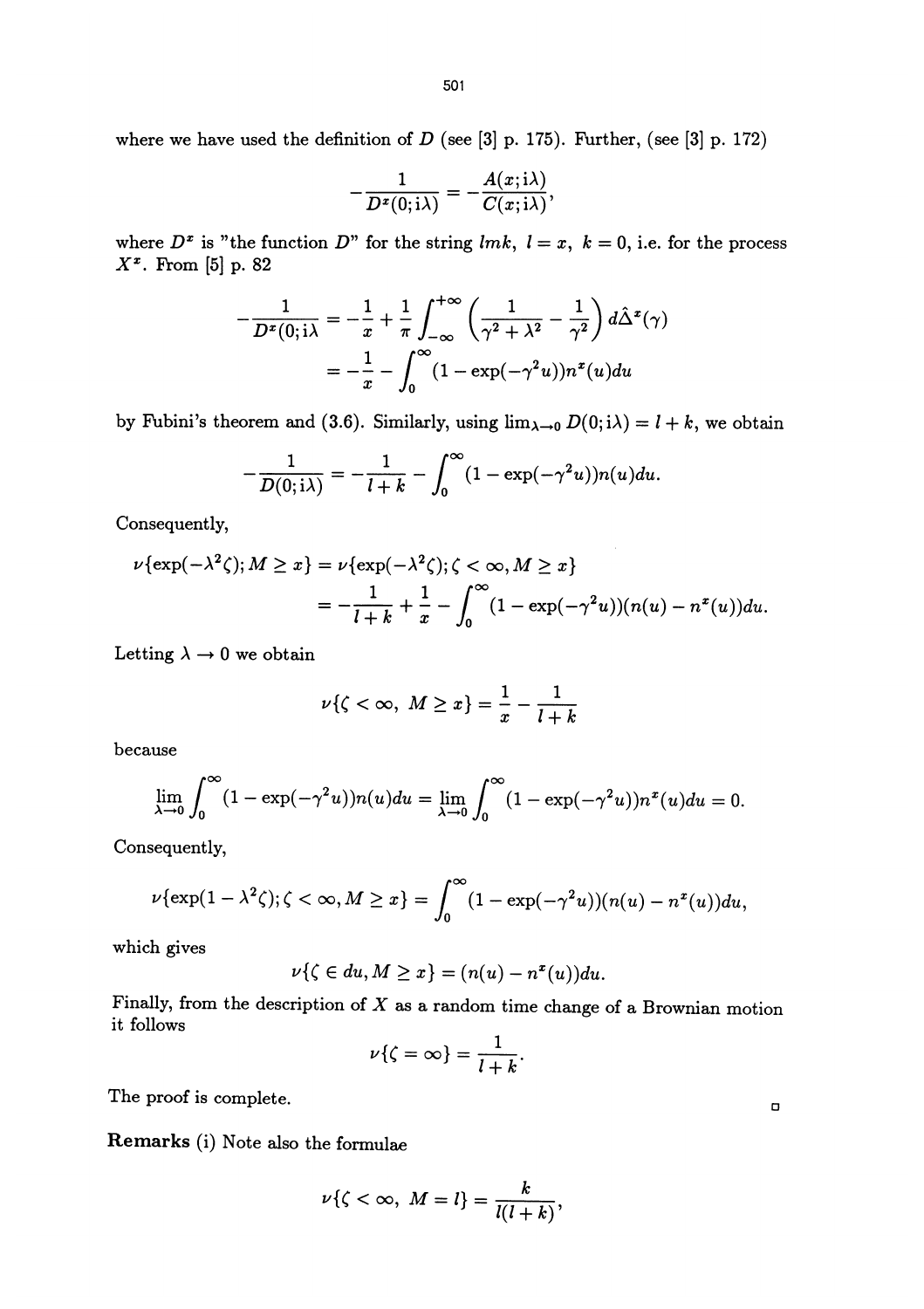where we have used the definition of $D$ (see [3] p. 175). Further, (see [3] p. 172)

$$-\frac{1}{D^x(0;\mathrm{i}\lambda)} = -\frac{A(x;\mathrm{i}\lambda)}{C(x;\mathrm{i}\lambda)},$$

where $D^x$ is "the function $D$" for the string $lmk,\ l = x,\ k = 0$, i.e. for the process $X^x$. From [5] p. 82

$$\begin{aligned}
-\frac{1}{D^x(0;\mathrm{i}\lambda} &= -\frac{1}{x} + \frac{1}{\pi}\int_{-\infty}^{+\infty}\left(\frac{1}{\gamma^2+\lambda^2} - \frac{1}{\gamma^2}\right) d\hat{\Delta}^x(\gamma) \\
&= -\frac{1}{x} - \int_0^\infty (1-\exp(-\gamma^2 u))n^x(u)du
\end{aligned}$$

by Fubini's theorem and (3.6). Similarly, using $\lim_{\lambda\to 0} D(0;\mathrm{i}\lambda) = l + k$, we obtain

$$-\frac{1}{D(0;\mathrm{i}\lambda)} = -\frac{1}{l+k} - \int_0^\infty (1-\exp(-\gamma^2 u))n(u)du.$$

Consequently,

$$\begin{aligned}
\nu\{\exp(-\lambda^2\zeta); M \geq x\} &= \nu\{\exp(-\lambda^2\zeta); \zeta < \infty, M \geq x\} \\
&= -\frac{1}{l+k} + \frac{1}{x} - \int_0^\infty (1-\exp(-\gamma^2 u))(n(u) - n^x(u))du.
\end{aligned}$$

Letting $\lambda \to 0$ we obtain

$$\nu\{\zeta < \infty,\ M \geq x\} = \frac{1}{x} - \frac{1}{l+k}$$

because

$$\lim_{\lambda\to 0}\int_0^\infty (1-\exp(-\gamma^2 u))n(u)du = \lim_{\lambda\to 0}\int_0^\infty (1-\exp(-\gamma^2 u))n^x(u)du = 0.$$

Consequently,

$$\nu\{\exp(1-\lambda^2\zeta); \zeta < \infty, M \geq x\} = \int_0^\infty (1-\exp(-\gamma^2 u))(n(u) - n^x(u))du,$$

which gives

$$\nu\{\zeta \in du, M \geq x\} = (n(u) - n^x(u))du.$$

Finally, from the description of $X$ as a random time change of a Brownian motion it follows

$$\nu\{\zeta = \infty\} = \frac{1}{l+k}.$$

The proof is complete. □

**Remarks** (i) Note also the formulae

$$\nu\{\zeta < \infty,\ M = l\} = \frac{k}{l(l+k)},$$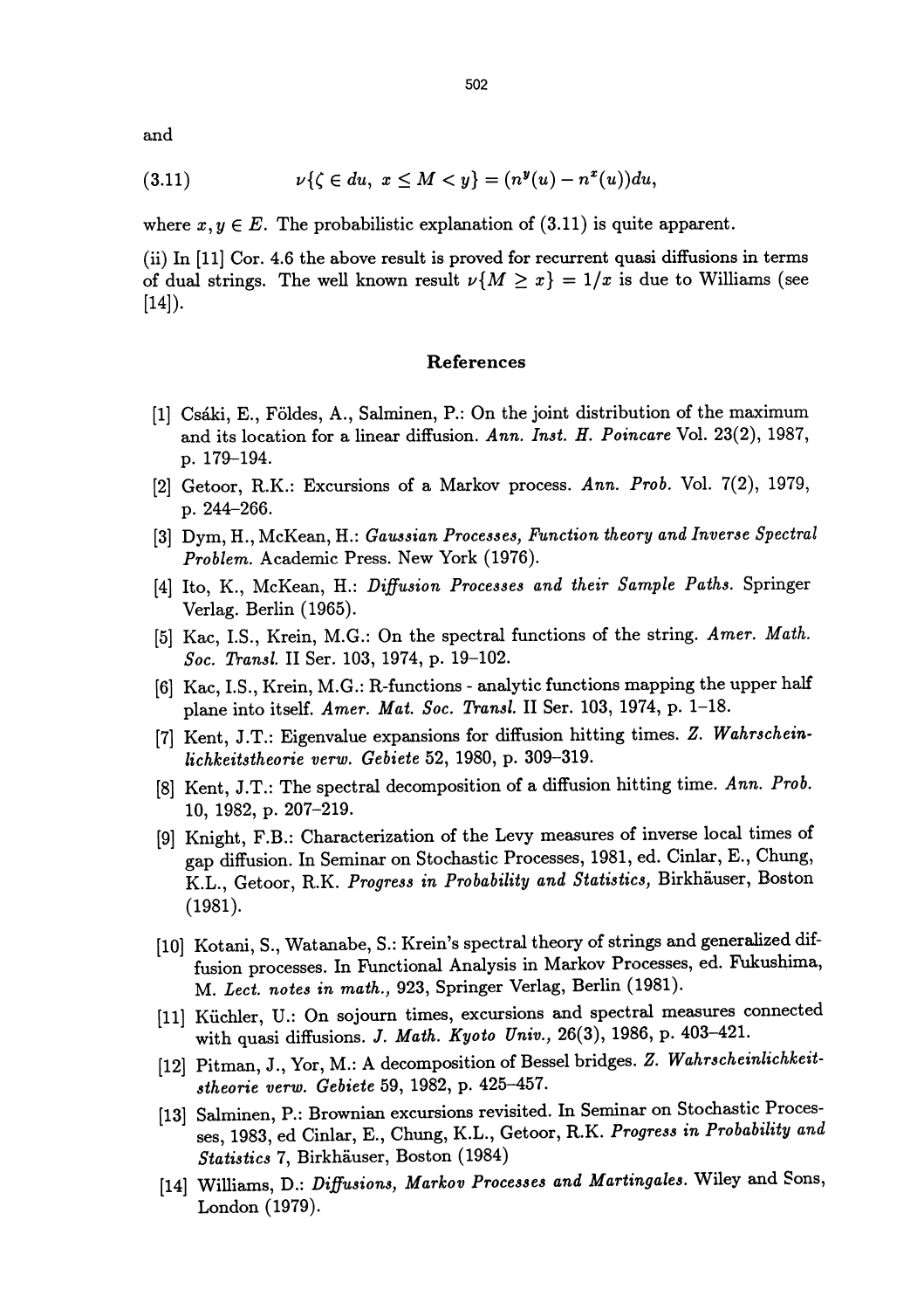and

$$\nu\{\zeta \in du,\ x \leq M < y\} = (n^y(u) - n^x(u))du, \tag{3.11}$$

where $x, y \in E$. The probabilistic explanation of (3.11) is quite apparent.

(ii) In [11] Cor. 4.6 the above result is proved for recurrent quasi diffusions in terms of dual strings. The well known result $\nu\{M \geq x\} = 1/x$ is due to Williams (see [14]).

## References

[1] Csáki, E., Földes, A., Salminen, P.: On the joint distribution of the maximum and its location for a linear diffusion. *Ann. Inst. H. Poincare* Vol. 23(2), 1987, p. 179–194.

[2] Getoor, R.K.: Excursions of a Markov process. *Ann. Prob.* Vol. 7(2), 1979, p. 244–266.

[3] Dym, H., McKean, H.: *Gaussian Processes, Function theory and Inverse Spectral Problem.* Academic Press. New York (1976).

[4] Ito, K., McKean, H.: *Diffusion Processes and their Sample Paths.* Springer Verlag. Berlin (1965).

[5] Kac, I.S., Krein, M.G.: On the spectral functions of the string. *Amer. Math. Soc. Transl.* II Ser. 103, 1974, p. 19–102.

[6] Kac, I.S., Krein, M.G.: R-functions - analytic functions mapping the upper half plane into itself. *Amer. Mat. Soc. Transl.* II Ser. 103, 1974, p. 1–18.

[7] Kent, J.T.: Eigenvalue expansions for diffusion hitting times. *Z. Wahrscheinlichkeitstheorie verw. Gebiete* 52, 1980, p. 309–319.

[8] Kent, J.T.: The spectral decomposition of a diffusion hitting time. *Ann. Prob.* 10, 1982, p. 207–219.

[9] Knight, F.B.: Characterization of the Levy measures of inverse local times of gap diffusion. In Seminar on Stochastic Processes, 1981, ed. Cinlar, E., Chung, K.L., Getoor, R.K. *Progress in Probability and Statistics,* Birkhäuser, Boston (1981).

[10] Kotani, S., Watanabe, S.: Krein's spectral theory of strings and generalized diffusion processes. In Functional Analysis in Markov Processes, ed. Fukushima, M. *Lect. notes in math.,* 923, Springer Verlag, Berlin (1981).

[11] Küchler, U.: On sojourn times, excursions and spectral measures connected with quasi diffusions. *J. Math. Kyoto Univ.,* 26(3), 1986, p. 403–421.

[12] Pitman, J., Yor, M.: A decomposition of Bessel bridges. *Z. Wahrscheinlichkeitstheorie verw. Gebiete* 59, 1982, p. 425–457.

[13] Salminen, P.: Brownian excursions revisited. In Seminar on Stochastic Processes, 1983, ed Cinlar, E., Chung, K.L., Getoor, R.K. *Progress in Probability and Statistics* 7, Birkhäuser, Boston (1984)

[14] Williams, D.: *Diffusions, Markov Processes and Martingales.* Wiley and Sons, London (1979).